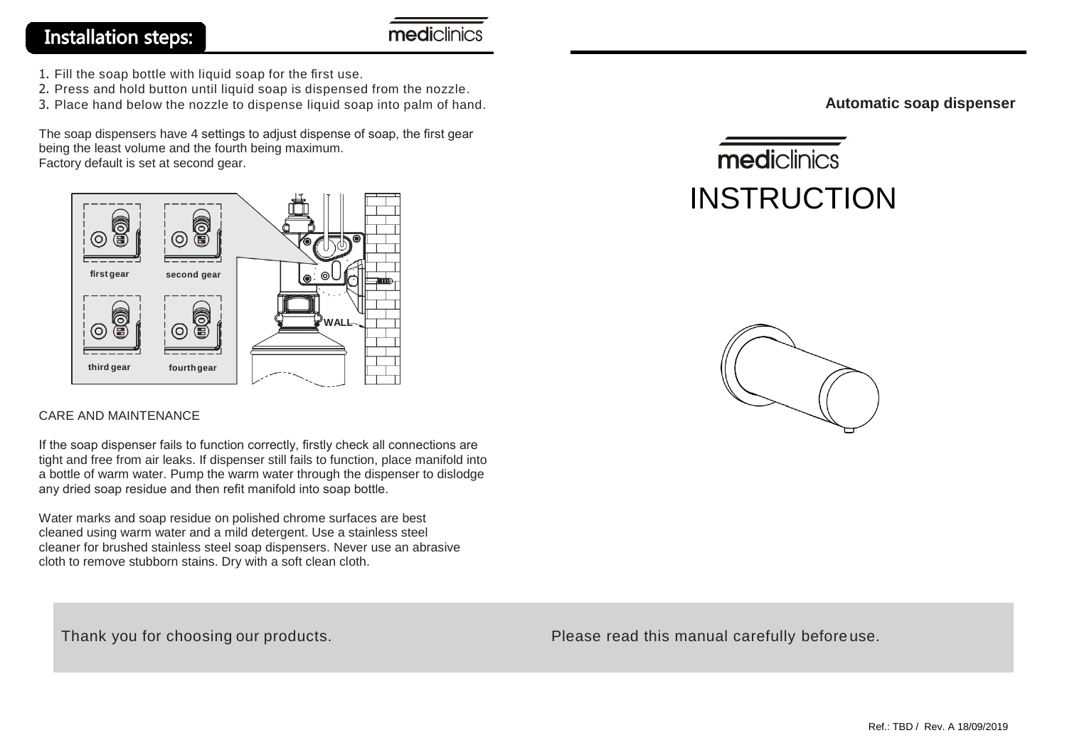## Installation steps:

1. Fill the soap bottle with liquid soap for the first use.
2. Press and hold button until liquid soap is dispensed from the nozzle.
3. Place hand below the nozzle to dispense liquid soap into palm of hand.

The soap dispensers have 4 settings to adjust dispense of soap, the first gear being the least volume and the fourth being maximum.
Factory default is set at second gear.

first gear · second gear · third gear · fourth gear · WALL

CARE AND MAINTENANCE

If the soap dispenser fails to function correctly, firstly check all connections are tight and free from air leaks. If dispenser still fails to function, place manifold into a bottle of warm water. Pump the warm water through the dispenser to dislodge any dried soap residue and then refit manifold into soap bottle.

Water marks and soap residue on polished chrome surfaces are best cleaned using warm water and a mild detergent. Use a stainless steel cleaner for brushed stainless steel soap dispensers. Never use an abrasive cloth to remove stubborn stains. Dry with a soft clean cloth.

Thank you for choosing our products.

**Automatic soap dispenser**

mediclinics

# INSTRUCTION

Please read this manual carefully before use.

Ref.: TBD / Rev. A 18/09/2019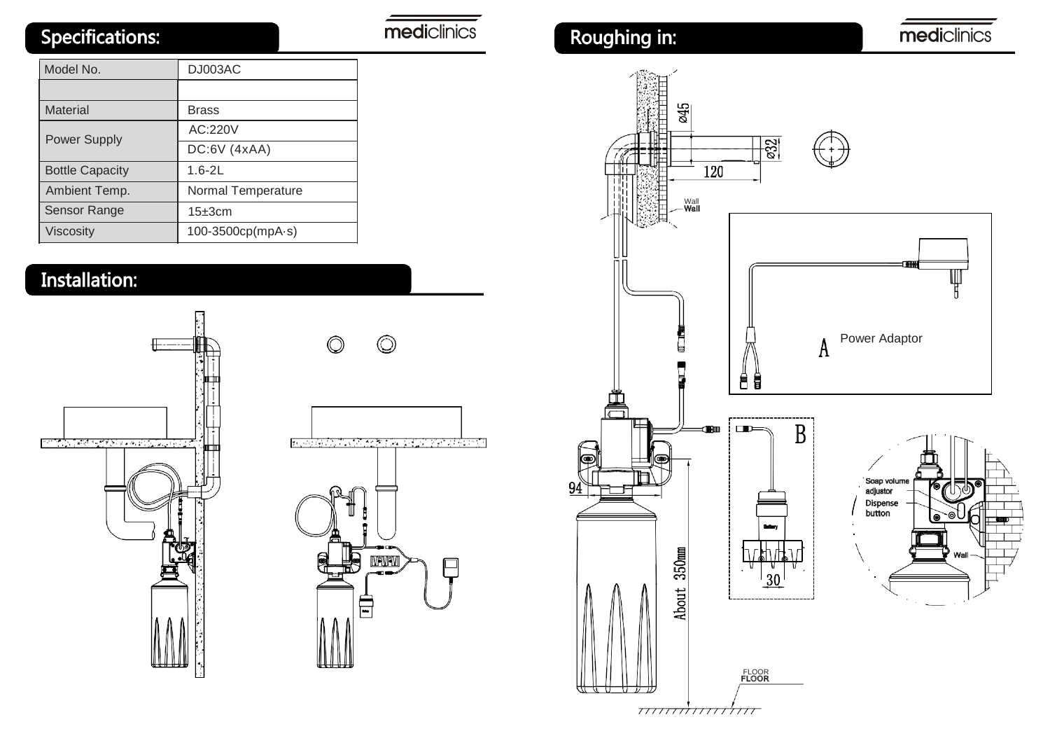## Specifications:

| | |
|---|---|
| Model No. | DJ003AC |
| | |
| Material | Brass |
| Power Supply | AC:220V |
| | DC:6V (4xAA) |
| Bottle Capacity | 1.6-2L |
| Ambient Temp. | Normal Temperature |
| Sensor Range | 15±3cm |
| Viscosity | 100-3500cp(mpA·s) |

## Installation:

## Roughing in:

ø45

ø32

120

Wall

A Power Adaptor

B

30

94

About 350mm

Soap volume adjustor

Dispense button

Wall

FLOOR